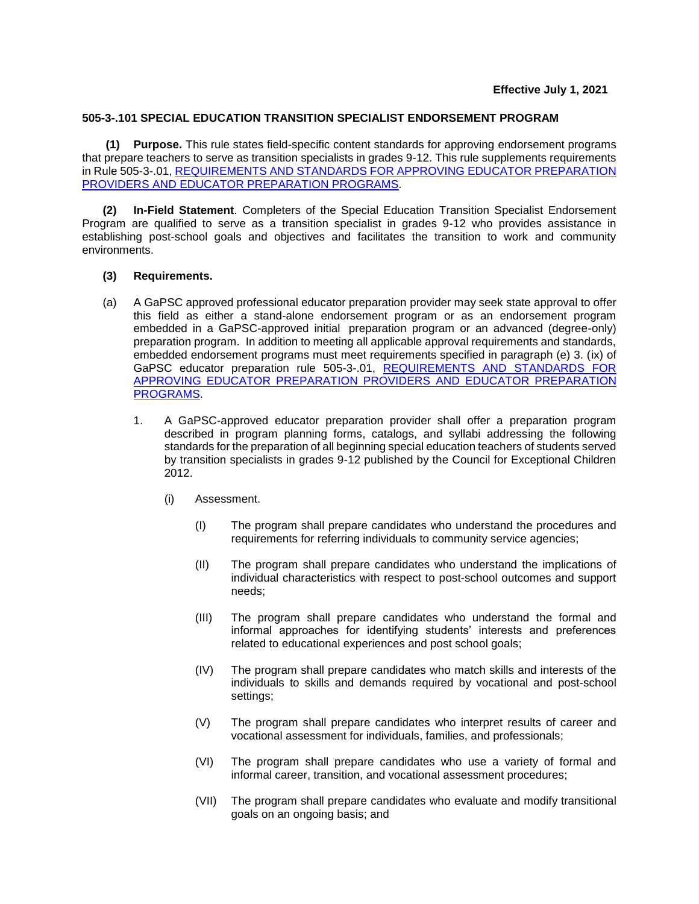**Effective July 1, 2021**

**505-3-.101 SPECIAL EDUCATION TRANSITION SPECIALIST ENDORSEMENT PROGRAM**

**(1) Purpose.** This rule states field-specific content standards for approving endorsement programs that prepare teachers to serve as transition specialists in grades 9-12. This rule supplements requirements in Rule 505-3-.01, [REQUIREMENTS AND STANDARDS FOR APPROVING EDUCATOR PREPARATION PROVIDERS AND EDUCATOR PREPARATION PROGRAMS](#).

**(2) In-Field Statement**. Completers of the Special Education Transition Specialist Endorsement Program are qualified to serve as a transition specialist in grades 9-12 who provides assistance in establishing post-school goals and objectives and facilitates the transition to work and community environments.

**(3) Requirements.**

(a) A GaPSC approved professional educator preparation provider may seek state approval to offer this field as either a stand-alone endorsement program or as an endorsement program embedded in a GaPSC-approved initial preparation program or an advanced (degree-only) preparation program. In addition to meeting all applicable approval requirements and standards, embedded endorsement programs must meet requirements specified in paragraph (e) 3. (ix) of GaPSC educator preparation rule 505-3-.01, [REQUIREMENTS AND STANDARDS FOR APPROVING EDUCATOR PREPARATION PROVIDERS AND EDUCATOR PREPARATION PROGRAMS](#).

1. A GaPSC-approved educator preparation provider shall offer a preparation program described in program planning forms, catalogs, and syllabi addressing the following standards for the preparation of all beginning special education teachers of students served by transition specialists in grades 9-12 published by the Council for Exceptional Children 2012.

   (i) Assessment.

   (I) The program shall prepare candidates who understand the procedures and requirements for referring individuals to community service agencies;

   (II) The program shall prepare candidates who understand the implications of individual characteristics with respect to post-school outcomes and support needs;

   (III) The program shall prepare candidates who understand the formal and informal approaches for identifying students' interests and preferences related to educational experiences and post school goals;

   (IV) The program shall prepare candidates who match skills and interests of the individuals to skills and demands required by vocational and post-school settings;

   (V) The program shall prepare candidates who interpret results of career and vocational assessment for individuals, families, and professionals;

   (VI) The program shall prepare candidates who use a variety of formal and informal career, transition, and vocational assessment procedures;

   (VII) The program shall prepare candidates who evaluate and modify transitional goals on an ongoing basis; and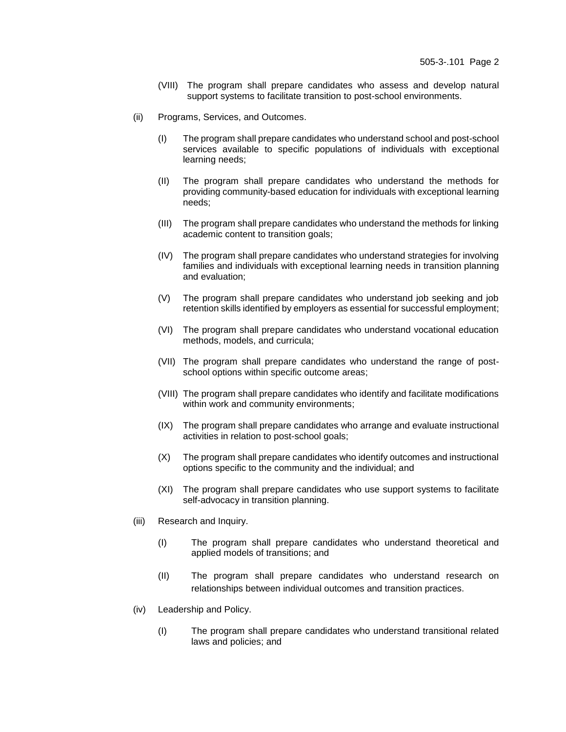(VIII) The program shall prepare candidates who assess and develop natural support systems to facilitate transition to post-school environments.

(ii) Programs, Services, and Outcomes.

(I) The program shall prepare candidates who understand school and post-school services available to specific populations of individuals with exceptional learning needs;

(II) The program shall prepare candidates who understand the methods for providing community-based education for individuals with exceptional learning needs;

(III) The program shall prepare candidates who understand the methods for linking academic content to transition goals;

(IV) The program shall prepare candidates who understand strategies for involving families and individuals with exceptional learning needs in transition planning and evaluation;

(V) The program shall prepare candidates who understand job seeking and job retention skills identified by employers as essential for successful employment;

(VI) The program shall prepare candidates who understand vocational education methods, models, and curricula;

(VII) The program shall prepare candidates who understand the range of post-school options within specific outcome areas;

(VIII) The program shall prepare candidates who identify and facilitate modifications within work and community environments;

(IX) The program shall prepare candidates who arrange and evaluate instructional activities in relation to post-school goals;

(X) The program shall prepare candidates who identify outcomes and instructional options specific to the community and the individual; and

(XI) The program shall prepare candidates who use support systems to facilitate self-advocacy in transition planning.

(iii) Research and Inquiry.

(I) The program shall prepare candidates who understand theoretical and applied models of transitions; and

(II) The program shall prepare candidates who understand research on relationships between individual outcomes and transition practices.

(iv) Leadership and Policy.

(I) The program shall prepare candidates who understand transitional related laws and policies; and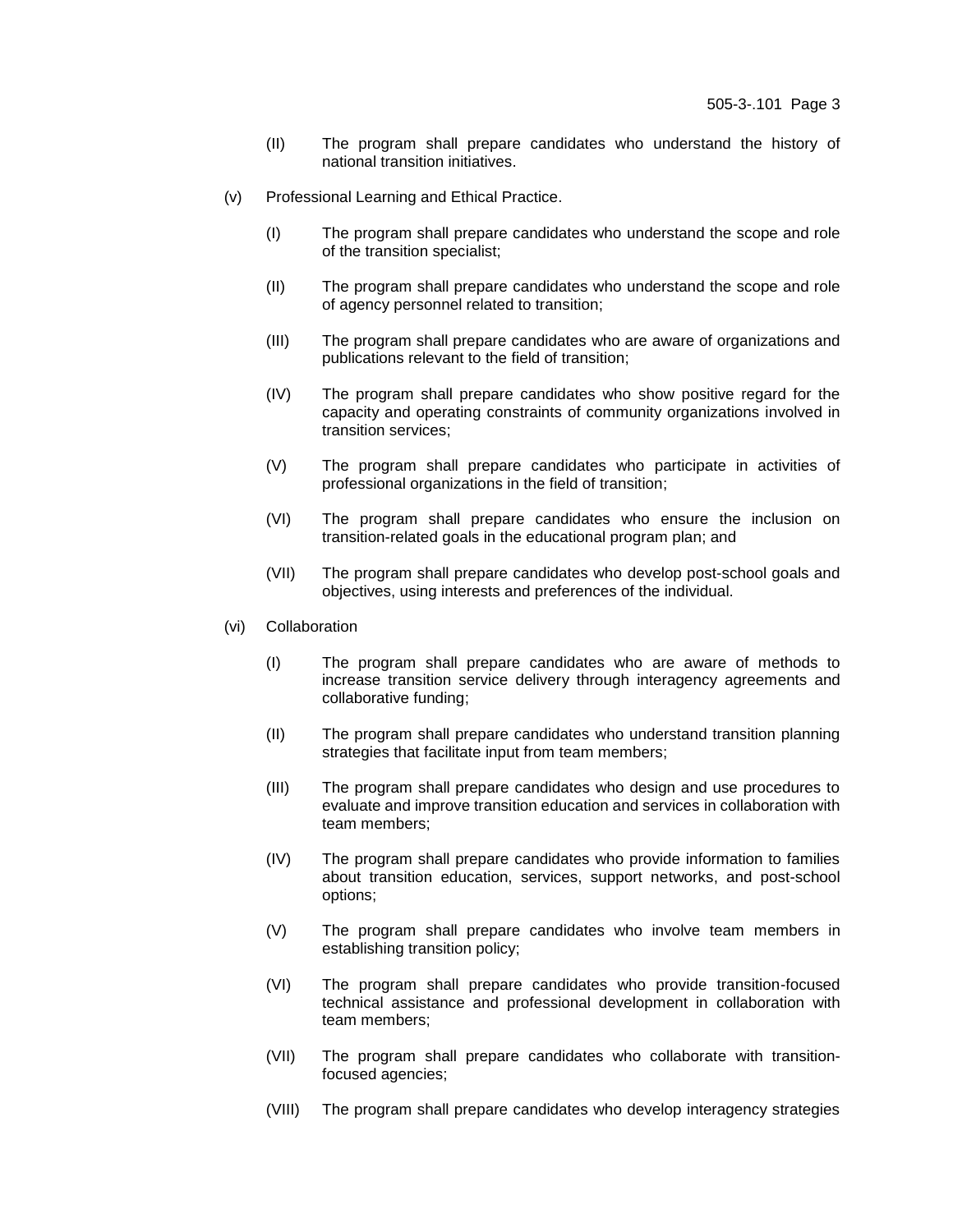(II) The program shall prepare candidates who understand the history of national transition initiatives.

(v) Professional Learning and Ethical Practice.

(I) The program shall prepare candidates who understand the scope and role of the transition specialist;

(II) The program shall prepare candidates who understand the scope and role of agency personnel related to transition;

(III) The program shall prepare candidates who are aware of organizations and publications relevant to the field of transition;

(IV) The program shall prepare candidates who show positive regard for the capacity and operating constraints of community organizations involved in transition services;

(V) The program shall prepare candidates who participate in activities of professional organizations in the field of transition;

(VI) The program shall prepare candidates who ensure the inclusion on transition-related goals in the educational program plan; and

(VII) The program shall prepare candidates who develop post-school goals and objectives, using interests and preferences of the individual.

(vi) Collaboration

(I) The program shall prepare candidates who are aware of methods to increase transition service delivery through interagency agreements and collaborative funding;

(II) The program shall prepare candidates who understand transition planning strategies that facilitate input from team members;

(III) The program shall prepare candidates who design and use procedures to evaluate and improve transition education and services in collaboration with team members;

(IV) The program shall prepare candidates who provide information to families about transition education, services, support networks, and post-school options;

(V) The program shall prepare candidates who involve team members in establishing transition policy;

(VI) The program shall prepare candidates who provide transition-focused technical assistance and professional development in collaboration with team members;

(VII) The program shall prepare candidates who collaborate with transition-focused agencies;

(VIII) The program shall prepare candidates who develop interagency strategies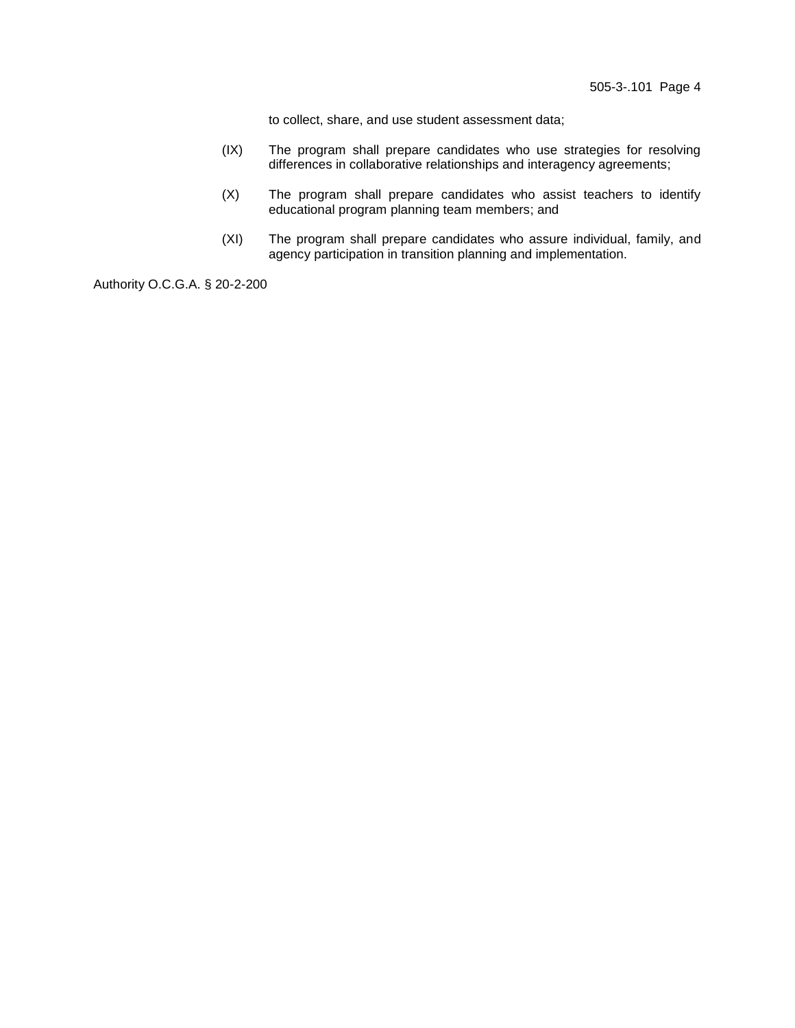to collect, share, and use student assessment data;

(IX) The program shall prepare candidates who use strategies for resolving differences in collaborative relationships and interagency agreements;

(X) The program shall prepare candidates who assist teachers to identify educational program planning team members; and

(XI) The program shall prepare candidates who assure individual, family, and agency participation in transition planning and implementation.

Authority O.C.G.A. § 20-2-200